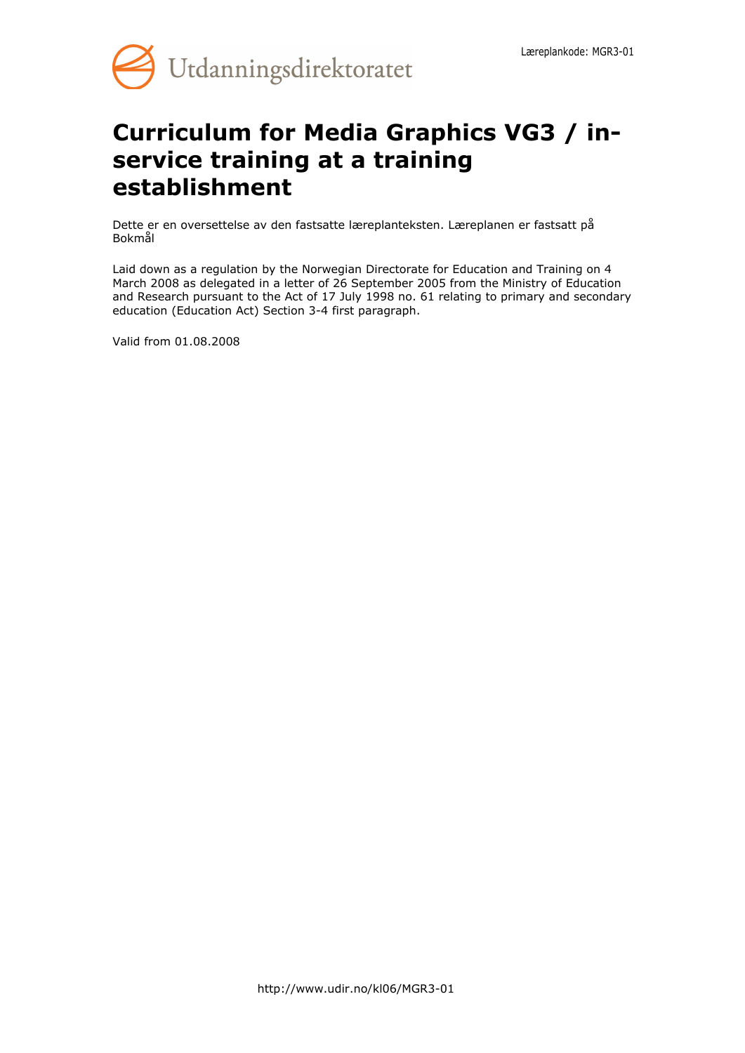# Curriculum for Media Graphics VG3 / in-service training at a training establishment

Dette er en oversettelse av den fastsatte læreplanteksten. Læreplanen er fastsatt på Bokmål

Laid down as a regulation by the Norwegian Directorate for Education and Training on 4 March 2008 as delegated in a letter of 26 September 2005 from the Ministry of Education and Research pursuant to the Act of 17 July 1998 no. 61 relating to primary and secondary education (Education Act) Section 3-4 first paragraph.

Valid from 01.08.2008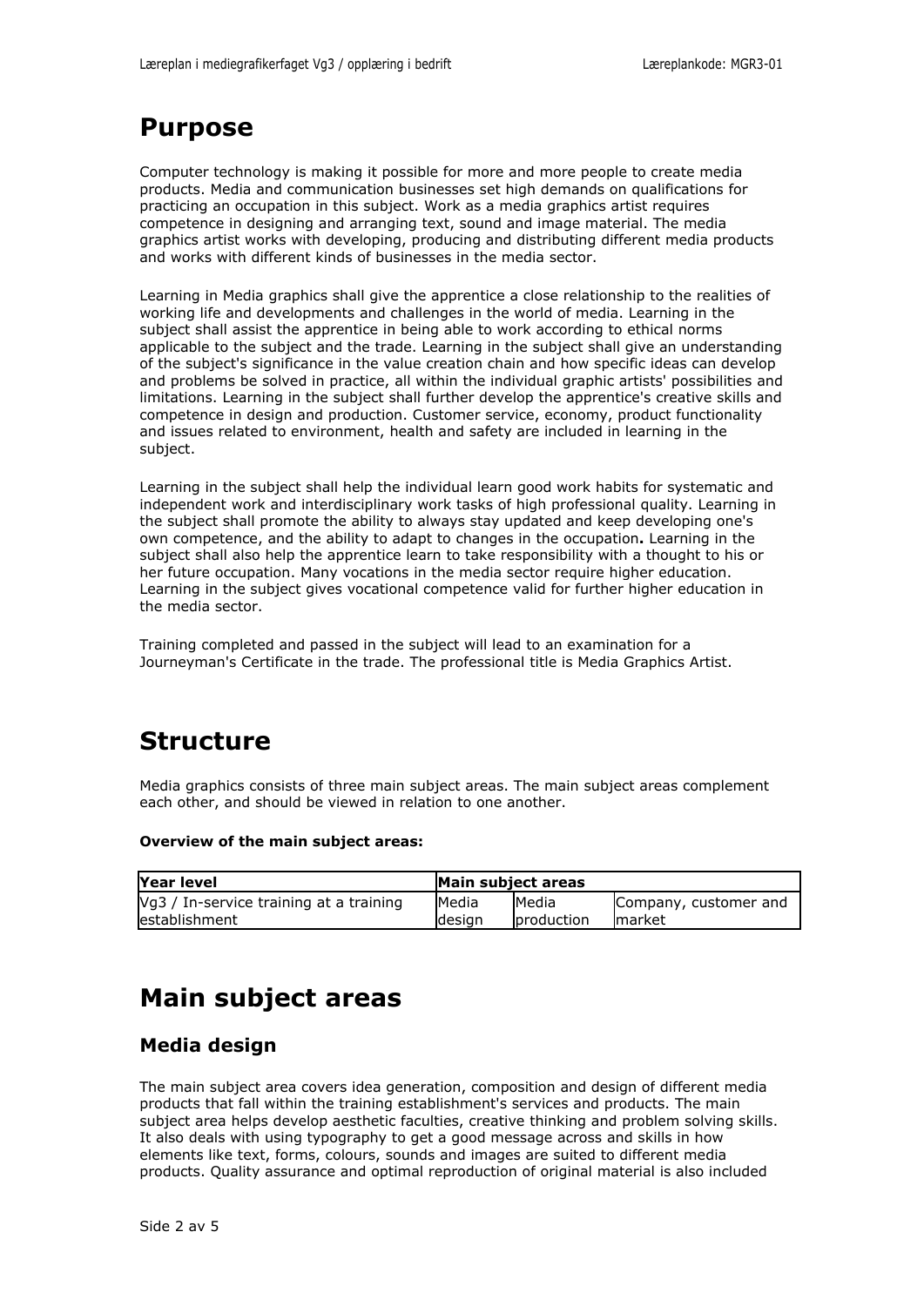# Purpose

Computer technology is making it possible for more and more people to create media products. Media and communication businesses set high demands on qualifications for practicing an occupation in this subject. Work as a media graphics artist requires competence in designing and arranging text, sound and image material. The media graphics artist works with developing, producing and distributing different media products and works with different kinds of businesses in the media sector.

Learning in Media graphics shall give the apprentice a close relationship to the realities of working life and developments and challenges in the world of media. Learning in the subject shall assist the apprentice in being able to work according to ethical norms applicable to the subject and the trade. Learning in the subject shall give an understanding of the subject's significance in the value creation chain and how specific ideas can develop and problems be solved in practice, all within the individual graphic artists' possibilities and limitations. Learning in the subject shall further develop the apprentice's creative skills and competence in design and production. Customer service, economy, product functionality and issues related to environment, health and safety are included in learning in the subject.

Learning in the subject shall help the individual learn good work habits for systematic and independent work and interdisciplinary work tasks of high professional quality. Learning in the subject shall promote the ability to always stay updated and keep developing one's own competence, and the ability to adapt to changes in the occupation**.** Learning in the subject shall also help the apprentice learn to take responsibility with a thought to his or her future occupation. Many vocations in the media sector require higher education. Learning in the subject gives vocational competence valid for further higher education in the media sector.

Training completed and passed in the subject will lead to an examination for a Journeyman's Certificate in the trade. The professional title is Media Graphics Artist.

# Structure

Media graphics consists of three main subject areas. The main subject areas complement each other, and should be viewed in relation to one another.

**Overview of the main subject areas:**

| **Year level** | **Main subject areas** | | |
|---|---|---|---|
| Vg3 / In-service training at a training establishment | Media design | Media production | Company, customer and market |

# Main subject areas

## Media design

The main subject area covers idea generation, composition and design of different media products that fall within the training establishment's services and products. The main subject area helps develop aesthetic faculties, creative thinking and problem solving skills. It also deals with using typography to get a good message across and skills in how elements like text, forms, colours, sounds and images are suited to different media products. Quality assurance and optimal reproduction of original material is also included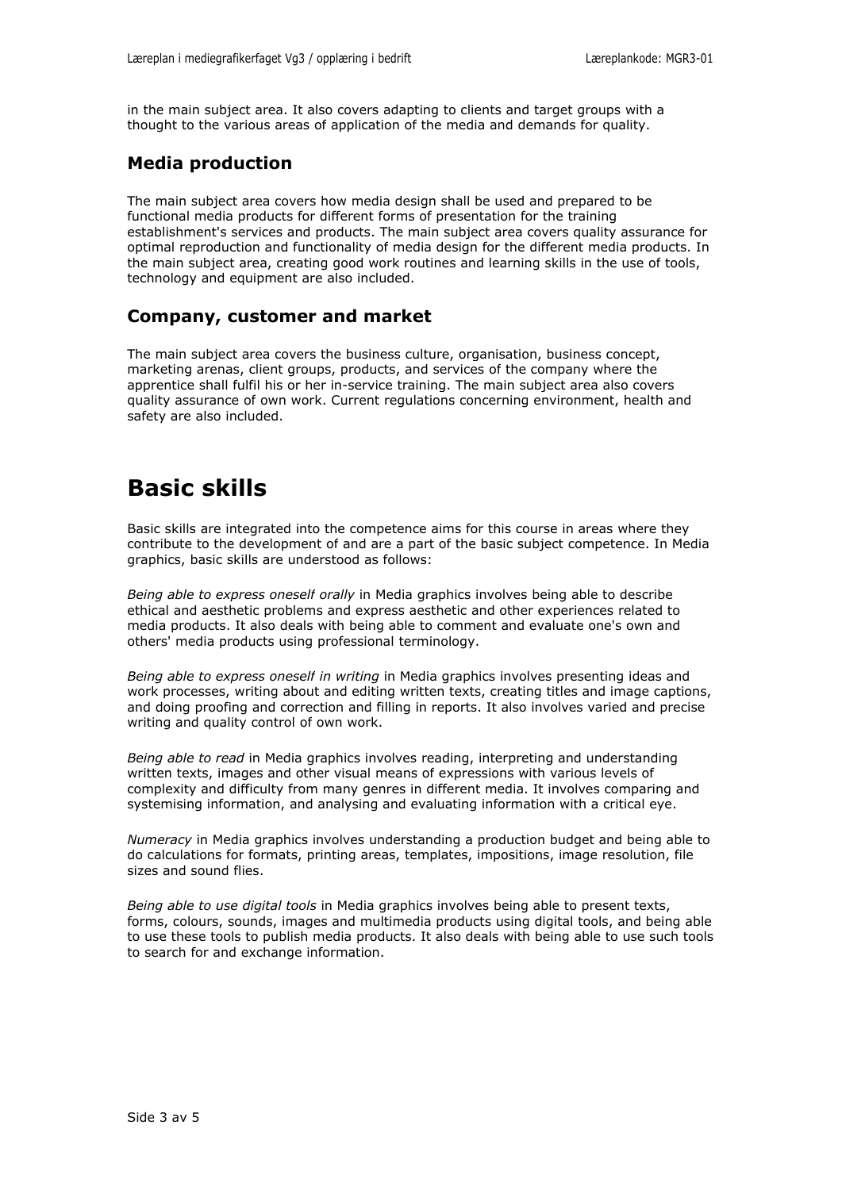in the main subject area. It also covers adapting to clients and target groups with a thought to the various areas of application of the media and demands for quality.

### Media production

The main subject area covers how media design shall be used and prepared to be functional media products for different forms of presentation for the training establishment's services and products. The main subject area covers quality assurance for optimal reproduction and functionality of media design for the different media products. In the main subject area, creating good work routines and learning skills in the use of tools, technology and equipment are also included.

### Company, customer and market

The main subject area covers the business culture, organisation, business concept, marketing arenas, client groups, products, and services of the company where the apprentice shall fulfil his or her in-service training. The main subject area also covers quality assurance of own work. Current regulations concerning environment, health and safety are also included.

## Basic skills

Basic skills are integrated into the competence aims for this course in areas where they contribute to the development of and are a part of the basic subject competence. In Media graphics, basic skills are understood as follows:

*Being able to express oneself orally* in Media graphics involves being able to describe ethical and aesthetic problems and express aesthetic and other experiences related to media products. It also deals with being able to comment and evaluate one's own and others' media products using professional terminology.

*Being able to express oneself in writing* in Media graphics involves presenting ideas and work processes, writing about and editing written texts, creating titles and image captions, and doing proofing and correction and filling in reports. It also involves varied and precise writing and quality control of own work.

*Being able to read* in Media graphics involves reading, interpreting and understanding written texts, images and other visual means of expressions with various levels of complexity and difficulty from many genres in different media. It involves comparing and systemising information, and analysing and evaluating information with a critical eye.

*Numeracy* in Media graphics involves understanding a production budget and being able to do calculations for formats, printing areas, templates, impositions, image resolution, file sizes and sound flies.

*Being able to use digital tools* in Media graphics involves being able to present texts, forms, colours, sounds, images and multimedia products using digital tools, and being able to use these tools to publish media products. It also deals with being able to use such tools to search for and exchange information.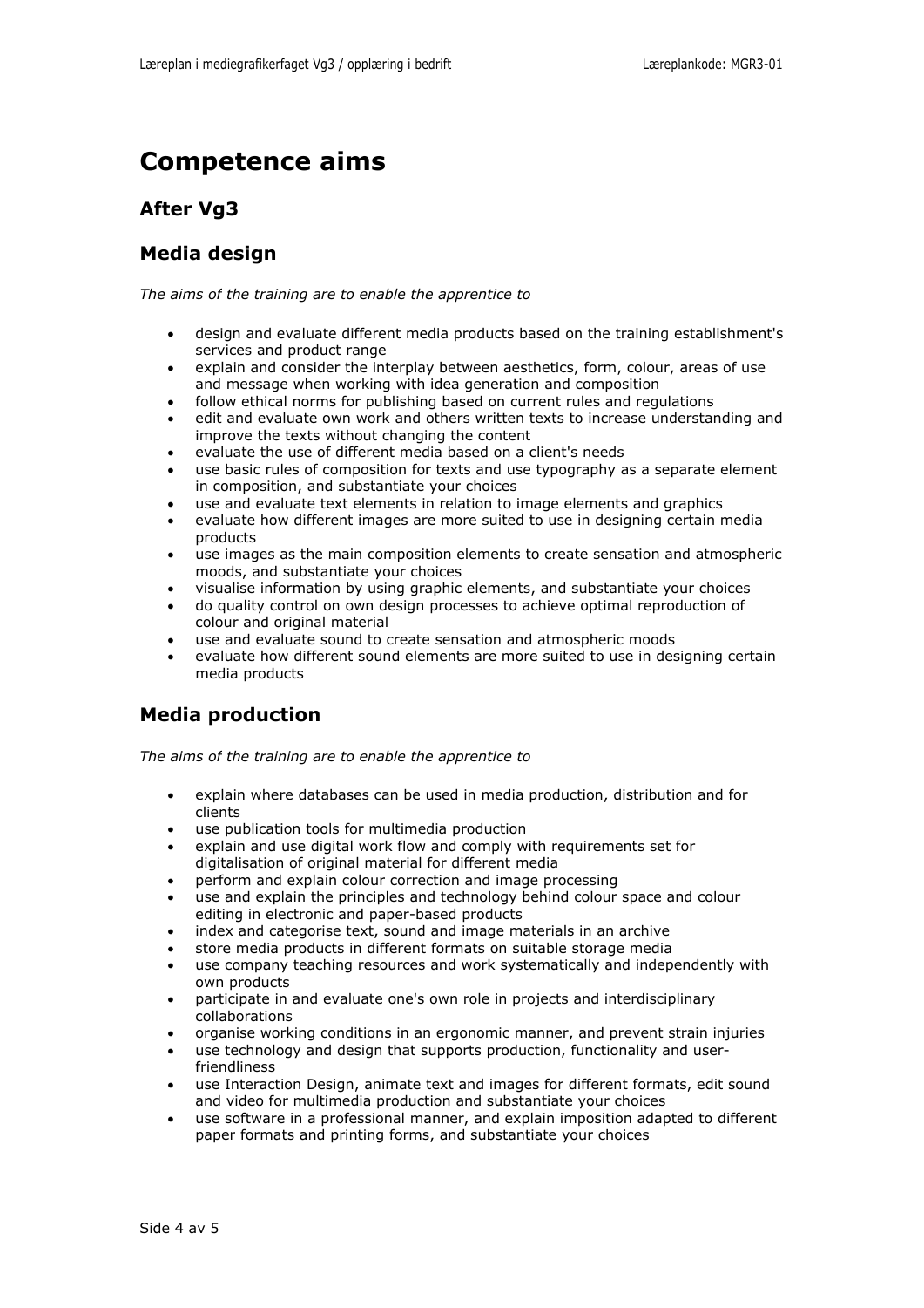# Competence aims

## After Vg3

## Media design

*The aims of the training are to enable the apprentice to*

- design and evaluate different media products based on the training establishment's services and product range
- explain and consider the interplay between aesthetics, form, colour, areas of use and message when working with idea generation and composition
- follow ethical norms for publishing based on current rules and regulations
- edit and evaluate own work and others written texts to increase understanding and improve the texts without changing the content
- evaluate the use of different media based on a client's needs
- use basic rules of composition for texts and use typography as a separate element in composition, and substantiate your choices
- use and evaluate text elements in relation to image elements and graphics
- evaluate how different images are more suited to use in designing certain media products
- use images as the main composition elements to create sensation and atmospheric moods, and substantiate your choices
- visualise information by using graphic elements, and substantiate your choices
- do quality control on own design processes to achieve optimal reproduction of colour and original material
- use and evaluate sound to create sensation and atmospheric moods
- evaluate how different sound elements are more suited to use in designing certain media products

## Media production

*The aims of the training are to enable the apprentice to*

- explain where databases can be used in media production, distribution and for clients
- use publication tools for multimedia production
- explain and use digital work flow and comply with requirements set for digitalisation of original material for different media
- perform and explain colour correction and image processing
- use and explain the principles and technology behind colour space and colour editing in electronic and paper-based products
- index and categorise text, sound and image materials in an archive
- store media products in different formats on suitable storage media
- use company teaching resources and work systematically and independently with own products
- participate in and evaluate one's own role in projects and interdisciplinary collaborations
- organise working conditions in an ergonomic manner, and prevent strain injuries
- use technology and design that supports production, functionality and user-friendliness
- use Interaction Design, animate text and images for different formats, edit sound and video for multimedia production and substantiate your choices
- use software in a professional manner, and explain imposition adapted to different paper formats and printing forms, and substantiate your choices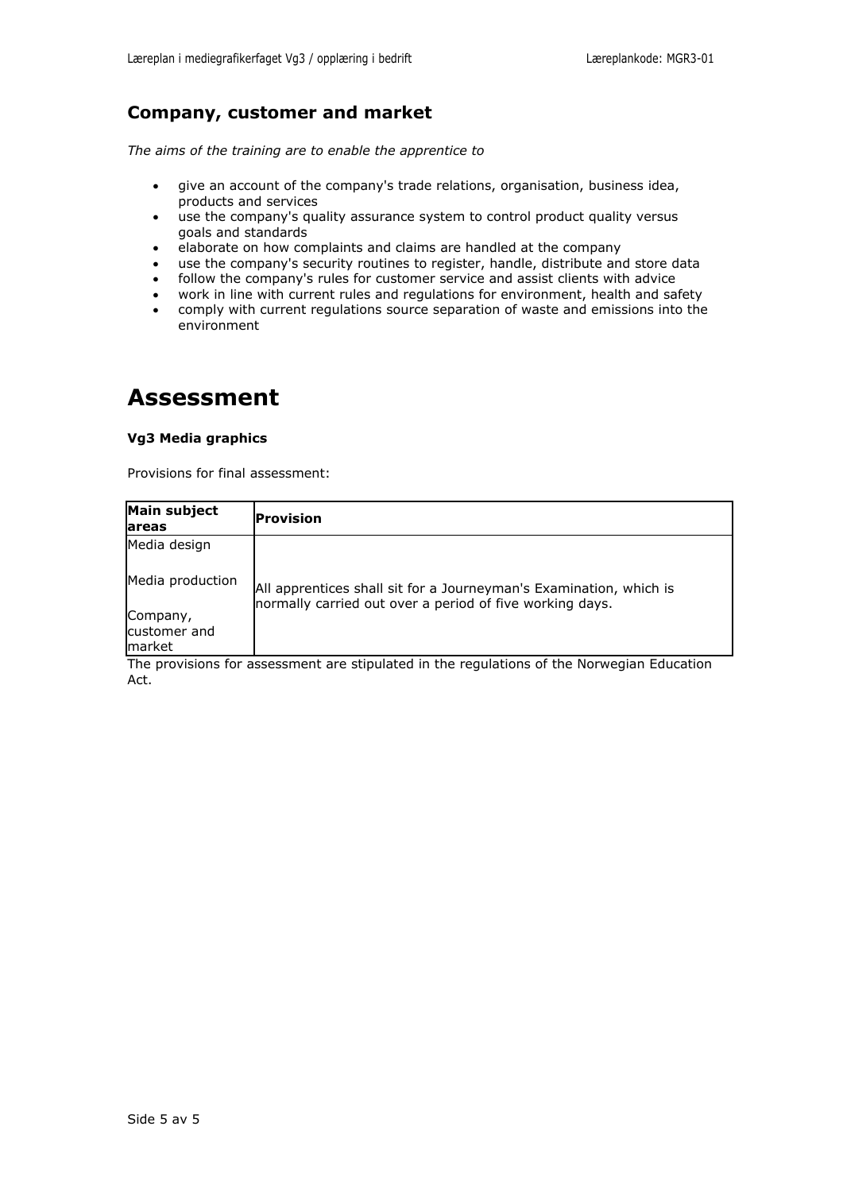## Company, customer and market

*The aims of the training are to enable the apprentice to*

- give an account of the company's trade relations, organisation, business idea, products and services
- use the company's quality assurance system to control product quality versus goals and standards
- elaborate on how complaints and claims are handled at the company
- use the company's security routines to register, handle, distribute and store data
- follow the company's rules for customer service and assist clients with advice
- work in line with current rules and regulations for environment, health and safety
- comply with current regulations source separation of waste and emissions into the environment

# Assessment

**Vg3 Media graphics**

Provisions for final assessment:

| **Main subject areas** | **Provision** |
|---|---|
| Media design<br><br>Media production<br><br>Company, customer and market | All apprentices shall sit for a Journeyman's Examination, which is normally carried out over a period of five working days. |

The provisions for assessment are stipulated in the regulations of the Norwegian Education Act.